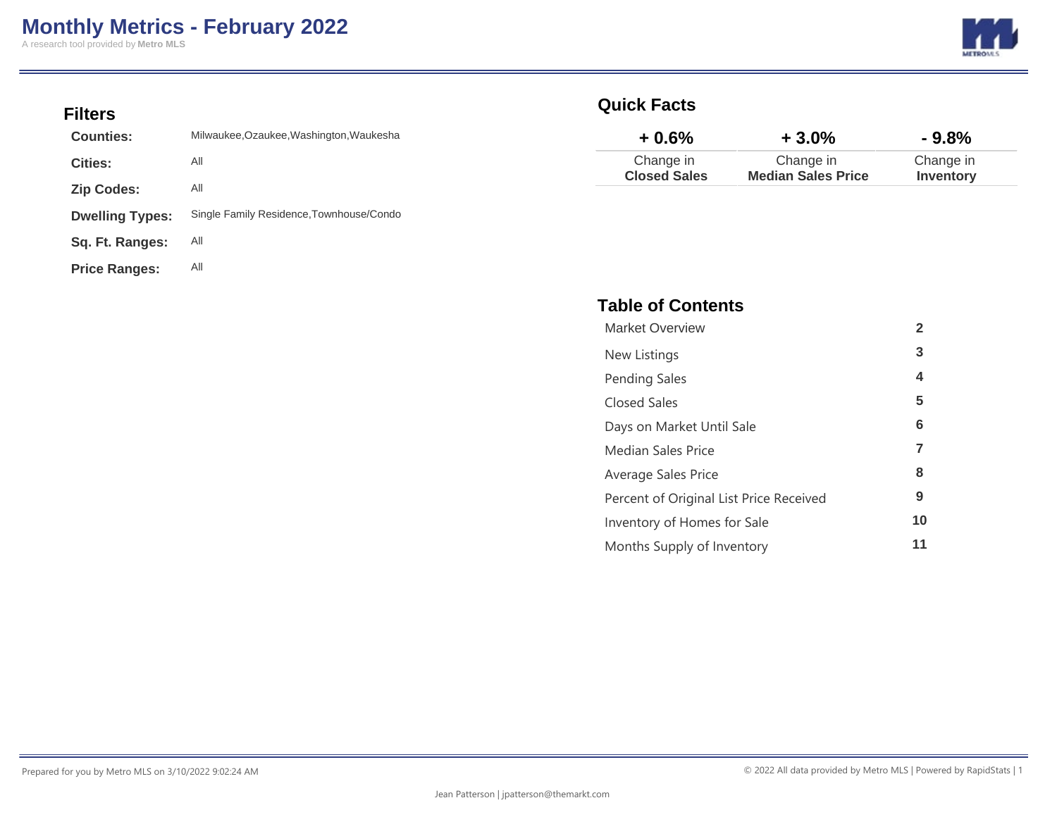# Monthly Metrics - February 2022

A research tool provided by **Metro MLS**

## Filters

| | |
|---|---|
| **Counties:** | Milwaukee,Ozaukee,Washington,Waukesha |
| **Cities:** | All |
| **Zip Codes:** | All |
| **Dwelling Types:** | Single Family Residence,Townhouse/Condo |
| **Sq. Ft. Ranges:** | All |
| **Price Ranges:** | All |

## Quick Facts

| + 0.6% | + 3.0% | - 9.8% |
|---|---|---|
| Change in **Closed Sales** | Change in **Median Sales Price** | Change in **Inventory** |

## Table of Contents

| | |
|---|---|
| Market Overview | 2 |
| New Listings | 3 |
| Pending Sales | 4 |
| Closed Sales | 5 |
| Days on Market Until Sale | 6 |
| Median Sales Price | 7 |
| Average Sales Price | 8 |
| Percent of Original List Price Received | 9 |
| Inventory of Homes for Sale | 10 |
| Months Supply of Inventory | 11 |

Prepared for you by Metro MLS on 3/10/2022 9:02:24 AM

© 2022 All data provided by Metro MLS | Powered by RapidStats

Jean Patterson | jpatterson@themarkt.com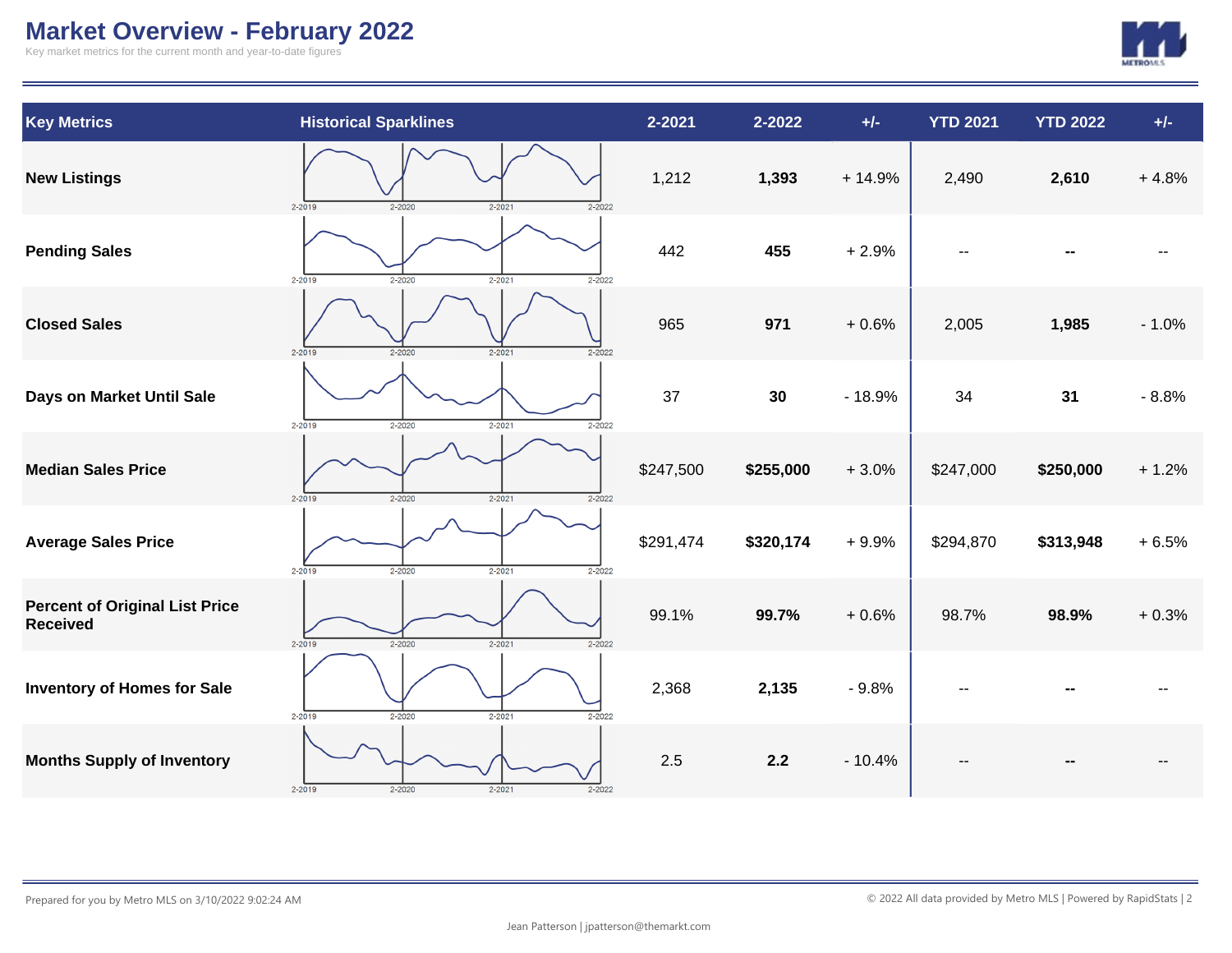# Market Overview - February 2022

Key market metrics for the current month and year-to-date figures

| Key Metrics | Historical Sparklines | 2-2021 | 2-2022 | +/- | YTD 2021 | YTD 2022 | +/- |
|---|---|---|---|---|---|---|---|
| **New Listings** | 2-2019 2-2020 2-2021 2-2022 | 1,212 | **1,393** | + 14.9% | 2,490 | **2,610** | + 4.8% |
| **Pending Sales** | 2-2019 2-2020 2-2021 2-2022 | 442 | **455** | + 2.9% | -- | **--** | -- |
| **Closed Sales** | 2-2019 2-2020 2-2021 2-2022 | 965 | **971** | + 0.6% | 2,005 | **1,985** | - 1.0% |
| **Days on Market Until Sale** | 2-2019 2-2020 2-2021 2-2022 | 37 | **30** | - 18.9% | 34 | **31** | - 8.8% |
| **Median Sales Price** | 2-2019 2-2020 2-2021 2-2022 | $247,500 | **$255,000** | + 3.0% | $247,000 | **$250,000** | + 1.2% |
| **Average Sales Price** | 2-2019 2-2020 2-2021 2-2022 | $291,474 | **$320,174** | + 9.9% | $294,870 | **$313,948** | + 6.5% |
| **Percent of Original List Price Received** | 2-2019 2-2020 2-2021 2-2022 | 99.1% | **99.7%** | + 0.6% | 98.7% | **98.9%** | + 0.3% |
| **Inventory of Homes for Sale** | 2-2019 2-2020 2-2021 2-2022 | 2,368 | **2,135** | - 9.8% | -- | **--** | -- |
| **Months Supply of Inventory** | 2-2019 2-2020 2-2021 2-2022 | 2.5 | **2.2** | - 10.4% | -- | **--** | -- |

Prepared for you by Metro MLS on 3/10/2022 9:02:24 AM

© 2022 All data provided by Metro MLS | Powered by RapidStats

Jean Patterson | jpatterson@themarkt.com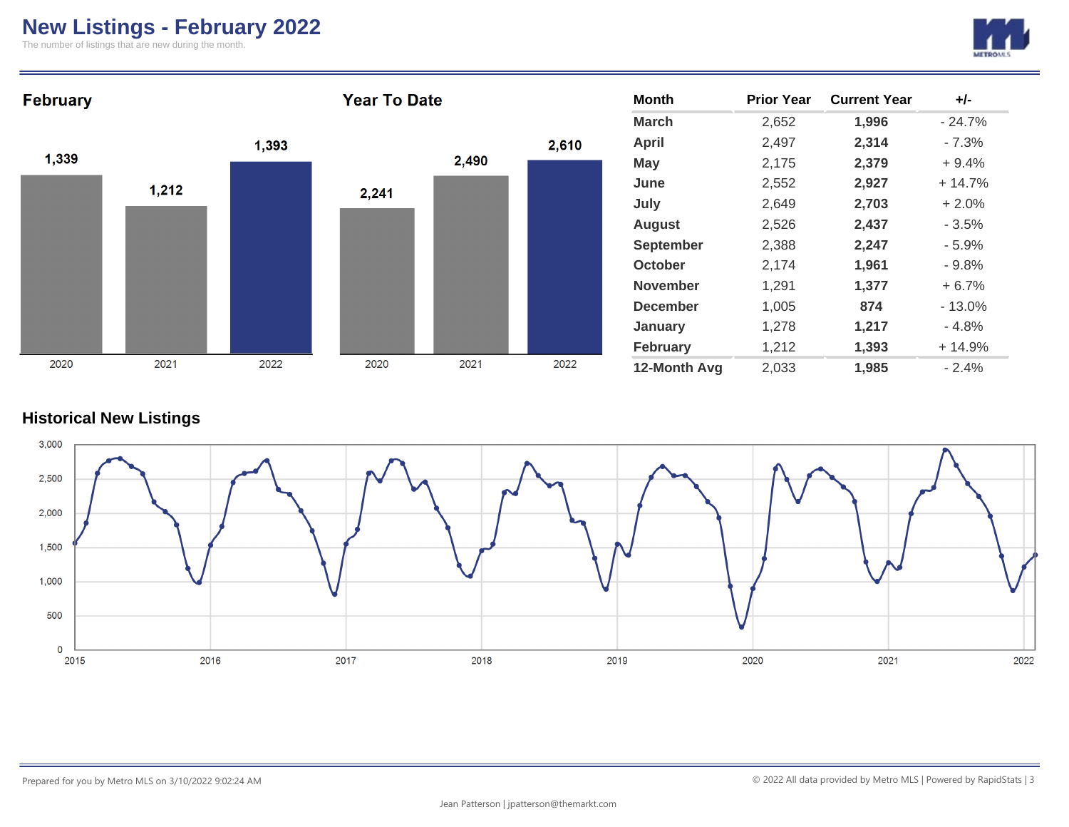# New Listings - February 2022

The number of listings that are new during the month.

## February

| Year | New Listings |
|---|---|
| 2020 | 1,339 |
| 2021 | 1,212 |
| 2022 | 1,393 |

## Year To Date

| Year | New Listings |
|---|---|
| 2020 | 2,241 |
| 2021 | 2,490 |
| 2022 | 2,610 |

| Month | Prior Year | Current Year | +/- |
|---|---|---|---|
| March | 2,652 | **1,996** | - 24.7% |
| April | 2,497 | **2,314** | - 7.3% |
| May | 2,175 | **2,379** | + 9.4% |
| June | 2,552 | **2,927** | + 14.7% |
| July | 2,649 | **2,703** | + 2.0% |
| August | 2,526 | **2,437** | - 3.5% |
| September | 2,388 | **2,247** | - 5.9% |
| October | 2,174 | **1,961** | - 9.8% |
| November | 1,291 | **1,377** | + 6.7% |
| December | 1,005 | **874** | - 13.0% |
| January | 1,278 | **1,217** | - 4.8% |
| February | 1,212 | **1,393** | + 14.9% |
| **12-Month Avg** | 2,033 | **1,985** | - 2.4% |

## Historical New Listings

Prepared for you by Metro MLS on 3/10/2022 9:02:24 AM

© 2022 All data provided by Metro MLS | Powered by RapidStats

Jean Patterson | jpatterson@themarkt.com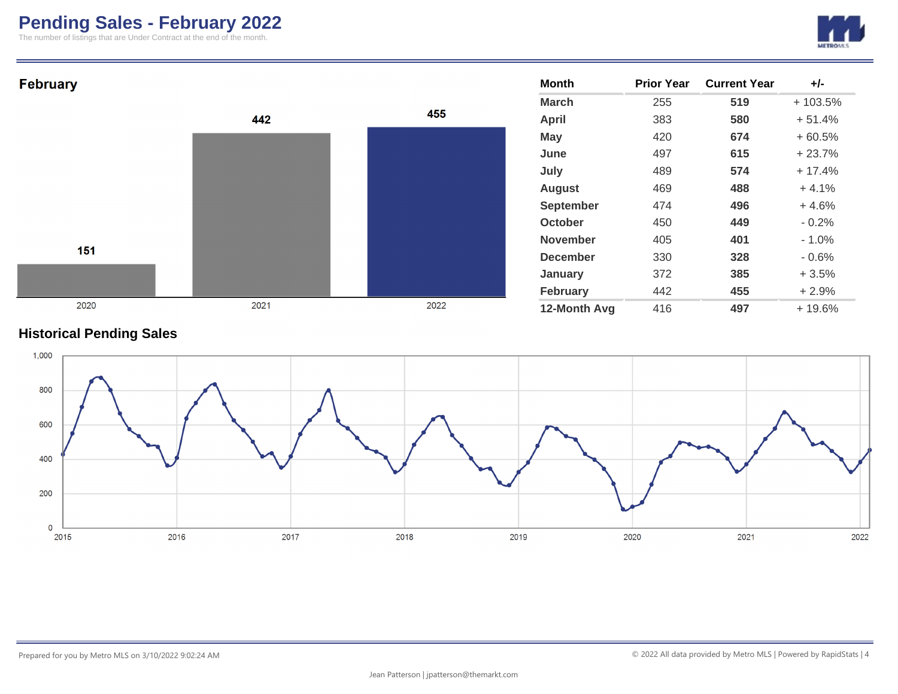# Pending Sales - February 2022

The number of listings that are Under Contract at the end of the month.

## February

| Year | Pending Sales |
|---|---|
| 2020 | 151 |
| 2021 | 442 |
| 2022 | 455 |

| Month | Prior Year | Current Year | +/- |
|---|---|---|---|
| March | 255 | **519** | + 103.5% |
| April | 383 | **580** | + 51.4% |
| May | 420 | **674** | + 60.5% |
| June | 497 | **615** | + 23.7% |
| July | 489 | **574** | + 17.4% |
| August | 469 | **488** | + 4.1% |
| September | 474 | **496** | + 4.6% |
| October | 450 | **449** | - 0.2% |
| November | 405 | **401** | - 1.0% |
| December | 330 | **328** | - 0.6% |
| January | 372 | **385** | + 3.5% |
| February | 442 | **455** | + 2.9% |
| **12-Month Avg** | 416 | **497** | + 19.6% |

## Historical Pending Sales

Prepared for you by Metro MLS on 3/10/2022 9:02:24 AM

© 2022 All data provided by Metro MLS | Powered by RapidStats

Jean Patterson | jpatterson@themarkt.com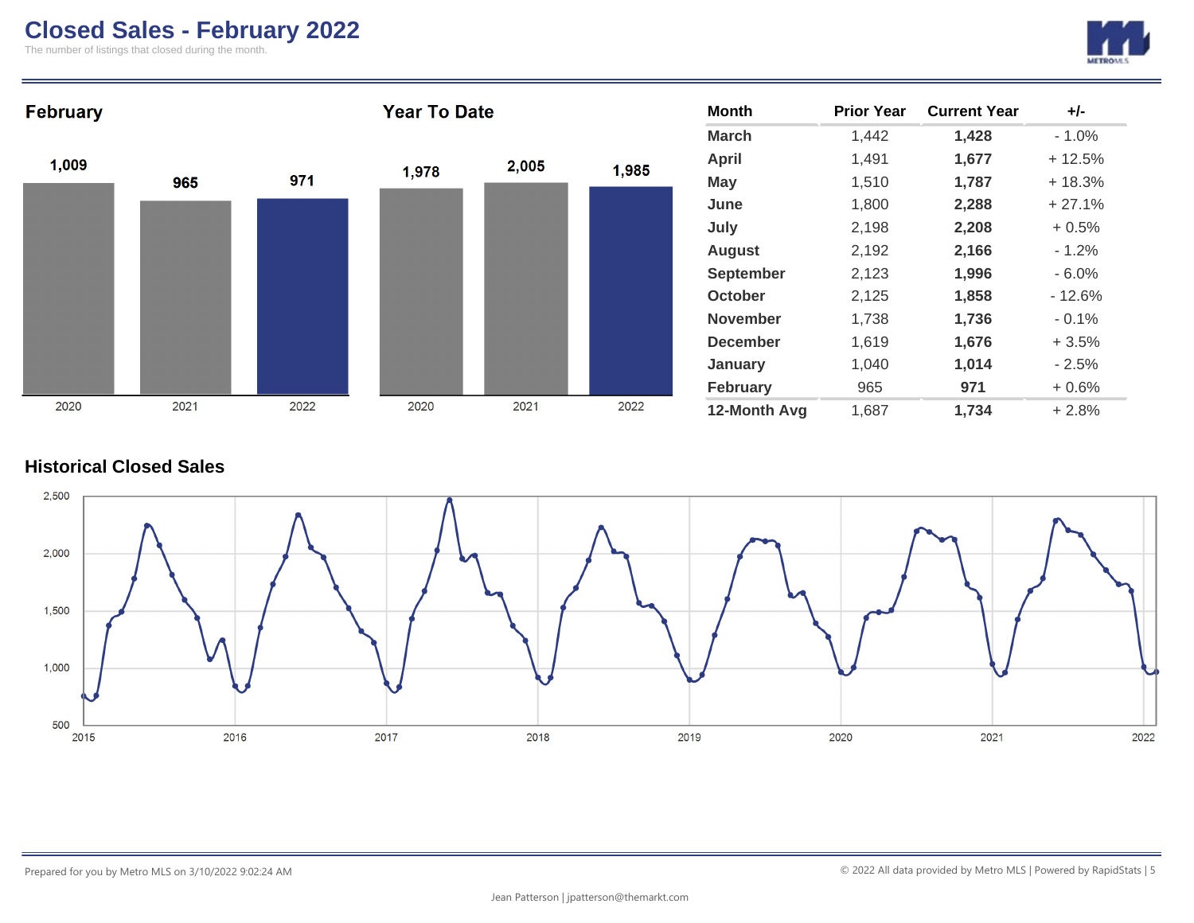# Closed Sales - February 2022

The number of listings that closed during the month.

## February

| 2020 | 2021 | 2022 |
|---|---|---|
| 1,009 | 965 | 971 |

## Year To Date

| 2020 | 2021 | 2022 |
|---|---|---|
| 1,978 | 2,005 | 1,985 |

| Month | Prior Year | Current Year | +/- |
|---|---|---|---|
| March | 1,442 | **1,428** | - 1.0% |
| April | 1,491 | **1,677** | + 12.5% |
| May | 1,510 | **1,787** | + 18.3% |
| June | 1,800 | **2,288** | + 27.1% |
| July | 2,198 | **2,208** | + 0.5% |
| August | 2,192 | **2,166** | - 1.2% |
| September | 2,123 | **1,996** | - 6.0% |
| October | 2,125 | **1,858** | - 12.6% |
| November | 1,738 | **1,736** | - 0.1% |
| December | 1,619 | **1,676** | + 3.5% |
| January | 1,040 | **1,014** | - 2.5% |
| February | 965 | **971** | + 0.6% |
| **12-Month Avg** | 1,687 | **1,734** | + 2.8% |

## Historical Closed Sales

Prepared for you by Metro MLS on 3/10/2022 9:02:24 AM

© 2022 All data provided by Metro MLS | Powered by RapidStats

Jean Patterson | jpatterson@themarkt.com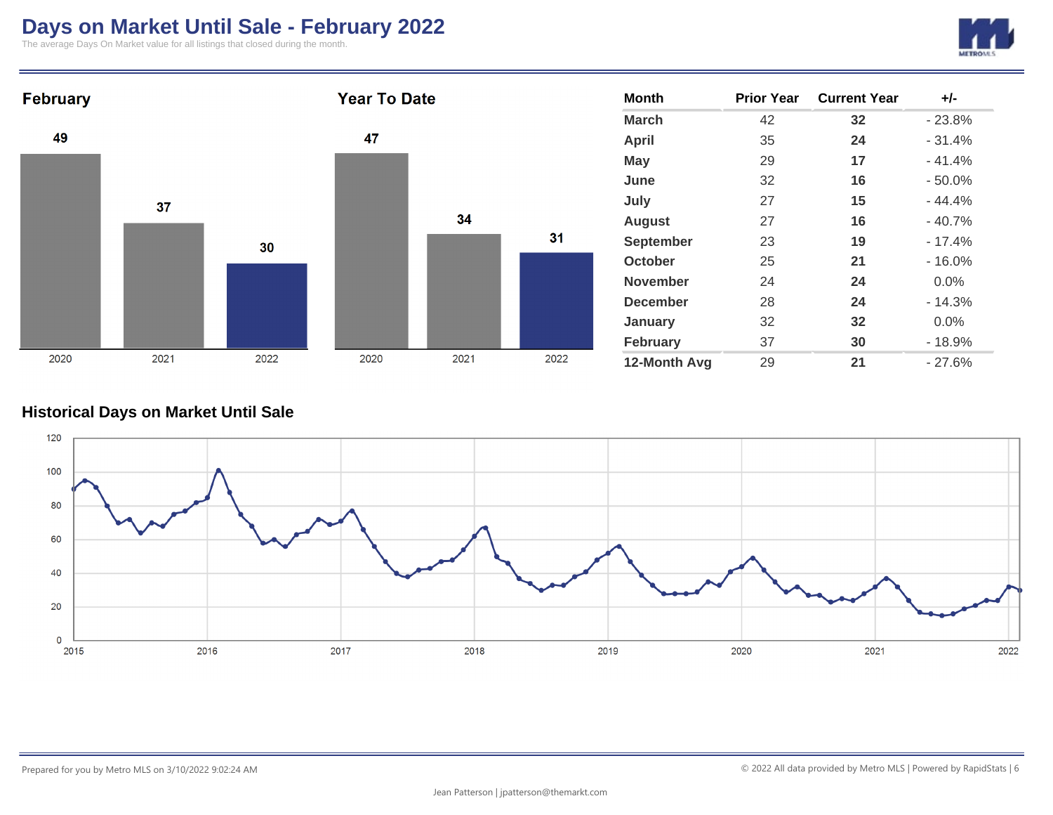# Days on Market Until Sale - February 2022

The average Days On Market value for all listings that closed during the month.

## February

| 2020 | 2021 | 2022 |
|---|---|---|
| 49 | 37 | 30 |

## Year To Date

| 2020 | 2021 | 2022 |
|---|---|---|
| 47 | 34 | 31 |

| Month | Prior Year | Current Year | +/- |
|---|---|---|---|
| March | 42 | **32** | - 23.8% |
| April | 35 | **24** | - 31.4% |
| May | 29 | **17** | - 41.4% |
| June | 32 | **16** | - 50.0% |
| July | 27 | **15** | - 44.4% |
| August | 27 | **16** | - 40.7% |
| September | 23 | **19** | - 17.4% |
| October | 25 | **21** | - 16.0% |
| November | 24 | **24** | 0.0% |
| December | 28 | **24** | - 14.3% |
| January | 32 | **32** | 0.0% |
| February | 37 | **30** | - 18.9% |
| **12-Month Avg** | 29 | **21** | - 27.6% |

## Historical Days on Market Until Sale

Prepared for you by Metro MLS on 3/10/2022 9:02:24 AM

© 2022 All data provided by Metro MLS | Powered by RapidStats

Jean Patterson | jpatterson@themarkt.com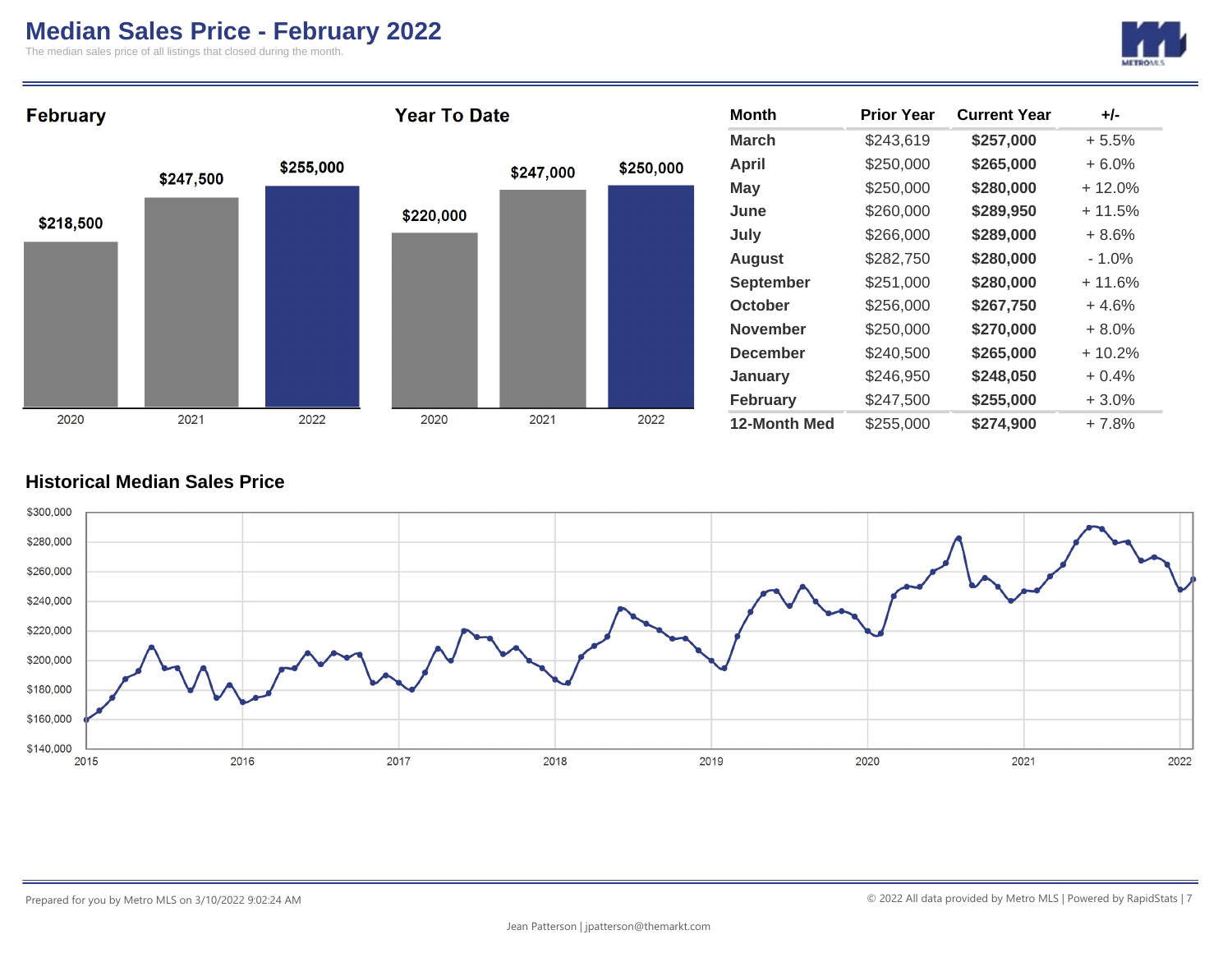# Median Sales Price - February 2022

The median sales price of all listings that closed during the month.

## February

| Year | Median Sales Price |
|---|---|
| 2020 | $218,500 |
| 2021 | $247,500 |
| 2022 | $255,000 |

## Year To Date

| Year | Median Sales Price |
|---|---|
| 2020 | $220,000 |
| 2021 | $247,000 |
| 2022 | $250,000 |

| Month | Prior Year | Current Year | +/- |
|---|---|---|---|
| March | $243,619 | **$257,000** | + 5.5% |
| April | $250,000 | **$265,000** | + 6.0% |
| May | $250,000 | **$280,000** | + 12.0% |
| June | $260,000 | **$289,950** | + 11.5% |
| July | $266,000 | **$289,000** | + 8.6% |
| August | $282,750 | **$280,000** | - 1.0% |
| September | $251,000 | **$280,000** | + 11.6% |
| October | $256,000 | **$267,750** | + 4.6% |
| November | $250,000 | **$270,000** | + 8.0% |
| December | $240,500 | **$265,000** | + 10.2% |
| January | $246,950 | **$248,050** | + 0.4% |
| February | $247,500 | **$255,000** | + 3.0% |
| **12-Month Med** | $255,000 | **$274,900** | + 7.8% |

## Historical Median Sales Price

Prepared for you by Metro MLS on 3/10/2022 9:02:24 AM

© 2022 All data provided by Metro MLS | Powered by RapidStats

Jean Patterson | jpatterson@themarkt.com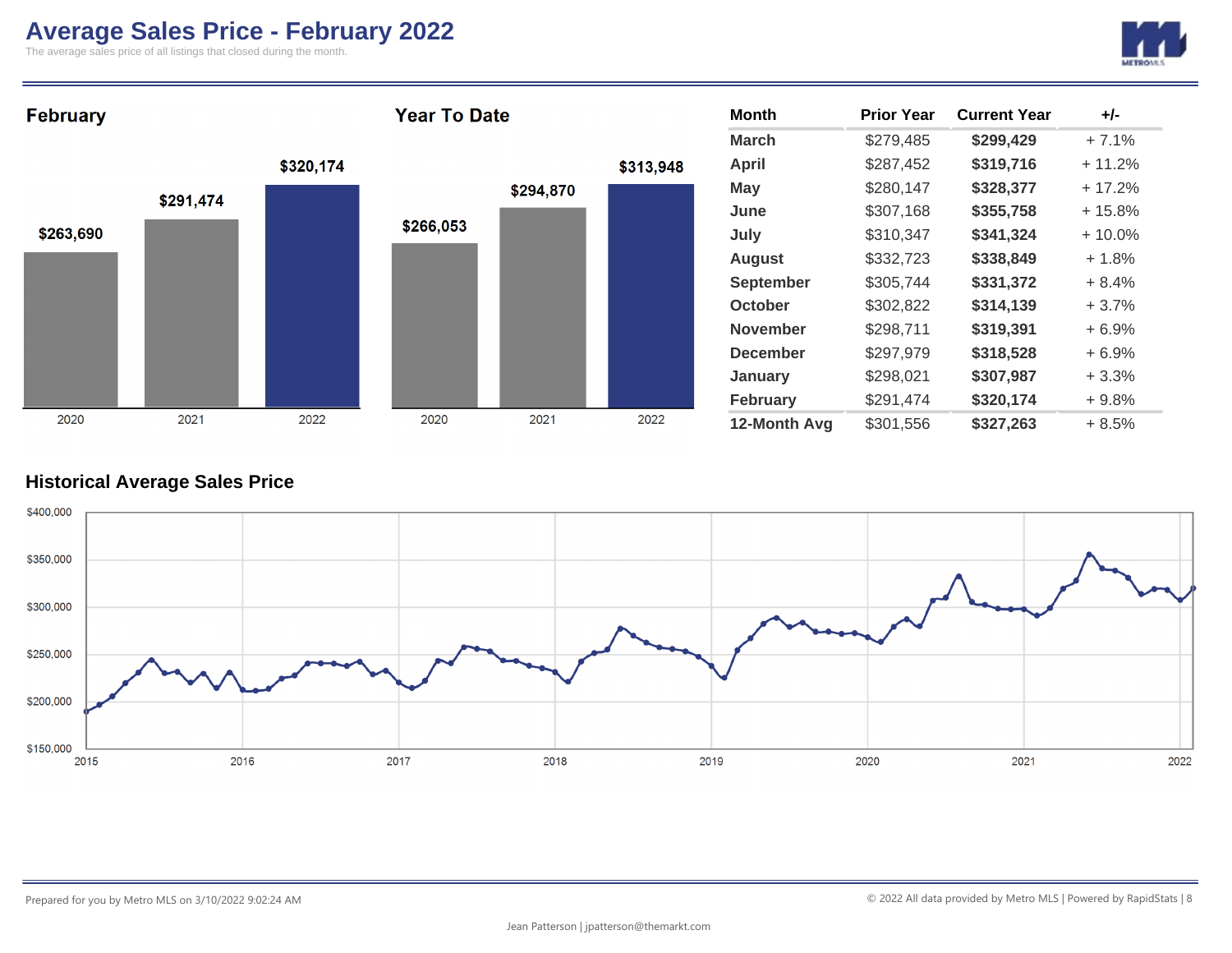# Average Sales Price - February 2022

The average sales price of all listings that closed during the month.

## February

| 2020 | 2021 | 2022 |
|---|---|---|
| $263,690 | $291,474 | $320,174 |

## Year To Date

| 2020 | 2021 | 2022 |
|---|---|---|
| $266,053 | $294,870 | $313,948 |

| Month | Prior Year | Current Year | +/- |
|---|---|---|---|
| **March** | $279,485 | **$299,429** | + 7.1% |
| **April** | $287,452 | **$319,716** | + 11.2% |
| **May** | $280,147 | **$328,377** | + 17.2% |
| **June** | $307,168 | **$355,758** | + 15.8% |
| **July** | $310,347 | **$341,324** | + 10.0% |
| **August** | $332,723 | **$338,849** | + 1.8% |
| **September** | $305,744 | **$331,372** | + 8.4% |
| **October** | $302,822 | **$314,139** | + 3.7% |
| **November** | $298,711 | **$319,391** | + 6.9% |
| **December** | $297,979 | **$318,528** | + 6.9% |
| **January** | $298,021 | **$307,987** | + 3.3% |
| **February** | $291,474 | **$320,174** | + 9.8% |
| **12-Month Avg** | $301,556 | **$327,263** | + 8.5% |

## Historical Average Sales Price

Prepared for you by Metro MLS on 3/10/2022 9:02:24 AM

© 2022 All data provided by Metro MLS | Powered by RapidStats

Jean Patterson | jpatterson@themarkt.com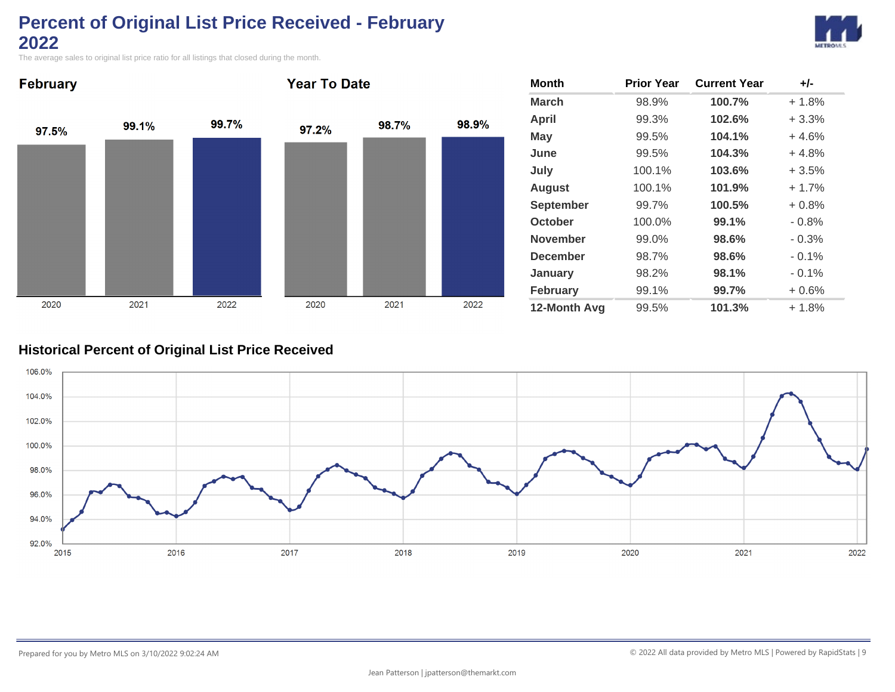# Percent of Original List Price Received - February 2022

The average sales to original list price ratio for all listings that closed during the month.

## February

| 2020 | 2021 | 2022 |
|---|---|---|
| 97.5% | 99.1% | 99.7% |

## Year To Date

| 2020 | 2021 | 2022 |
|---|---|---|
| 97.2% | 98.7% | 98.9% |

| Month | Prior Year | Current Year | +/- |
|---|---|---|---|
| March | 98.9% | **100.7%** | + 1.8% |
| April | 99.3% | **102.6%** | + 3.3% |
| May | 99.5% | **104.1%** | + 4.6% |
| June | 99.5% | **104.3%** | + 4.8% |
| July | 100.1% | **103.6%** | + 3.5% |
| August | 100.1% | **101.9%** | + 1.7% |
| September | 99.7% | **100.5%** | + 0.8% |
| October | 100.0% | **99.1%** | - 0.8% |
| November | 99.0% | **98.6%** | - 0.3% |
| December | 98.7% | **98.6%** | - 0.1% |
| January | 98.2% | **98.1%** | - 0.1% |
| February | 99.1% | **99.7%** | + 0.6% |
| **12-Month Avg** | 99.5% | **101.3%** | + 1.8% |

## Historical Percent of Original List Price Received

Prepared for you by Metro MLS on 3/10/2022 9:02:24 AM

© 2022 All data provided by Metro MLS | Powered by RapidStats

Jean Patterson | jpatterson@themarkt.com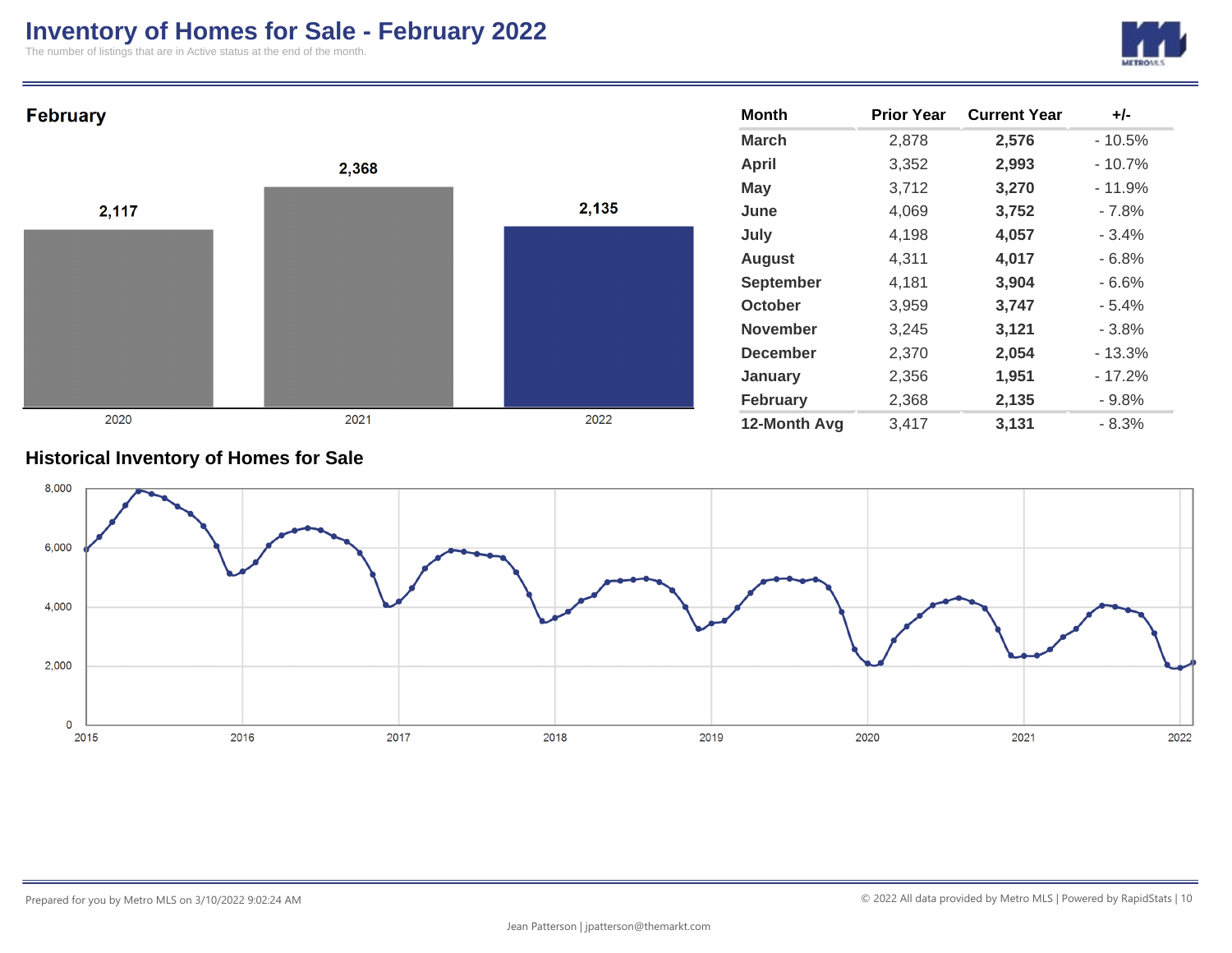# Inventory of Homes for Sale - February 2022

The number of listings that are in Active status at the end of the month.

## February

| Year | Inventory |
|---|---|
| 2020 | 2,117 |
| 2021 | 2,368 |
| 2022 | 2,135 |

| Month | Prior Year | Current Year | +/- |
|---|---|---|---|
| March | 2,878 | **2,576** | - 10.5% |
| April | 3,352 | **2,993** | - 10.7% |
| May | 3,712 | **3,270** | - 11.9% |
| June | 4,069 | **3,752** | - 7.8% |
| July | 4,198 | **4,057** | - 3.4% |
| August | 4,311 | **4,017** | - 6.8% |
| September | 4,181 | **3,904** | - 6.6% |
| October | 3,959 | **3,747** | - 5.4% |
| November | 3,245 | **3,121** | - 3.8% |
| December | 2,370 | **2,054** | - 13.3% |
| January | 2,356 | **1,951** | - 17.2% |
| February | 2,368 | **2,135** | - 9.8% |
| **12-Month Avg** | 3,417 | **3,131** | - 8.3% |

## Historical Inventory of Homes for Sale

Prepared for you by Metro MLS on 3/10/2022 9:02:24 AM

© 2022 All data provided by Metro MLS | Powered by RapidStats

Jean Patterson | jpatterson@themarkt.com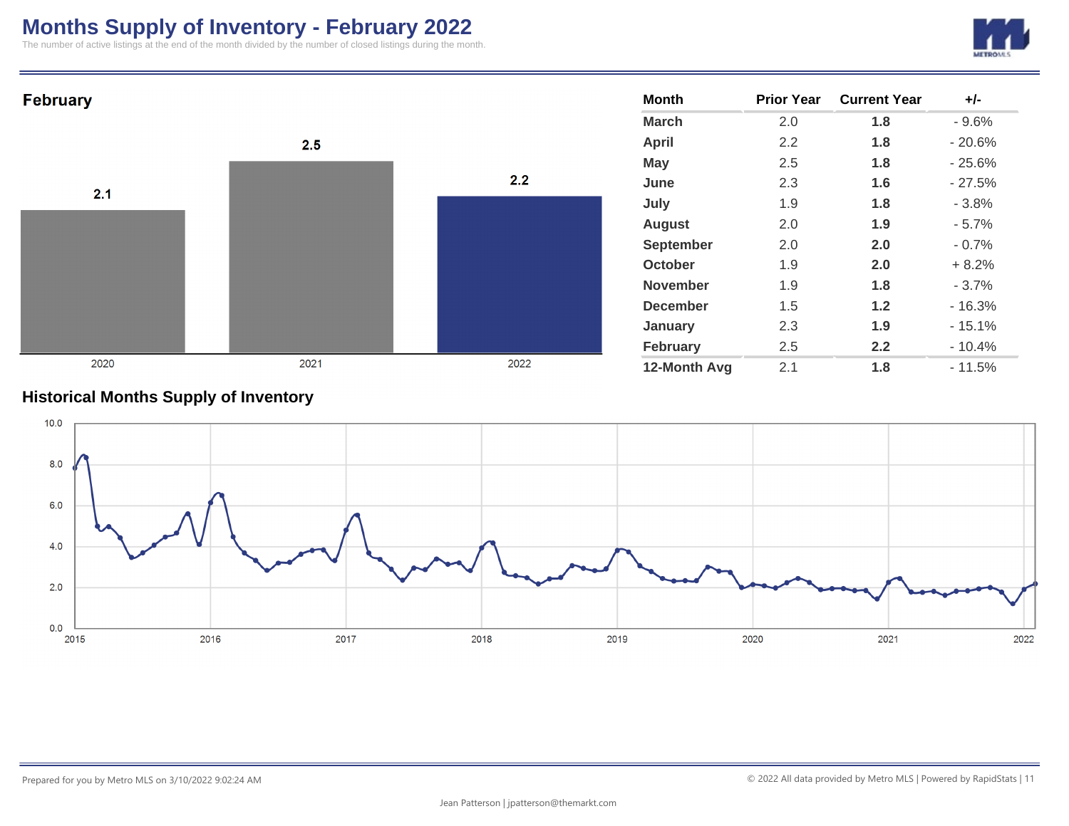# Months Supply of Inventory - February 2022

The number of active listings at the end of the month divided by the number of closed listings during the month.

## February

2.1

2.5

2.2

2020

2021

2022

| Month | Prior Year | Current Year | +/- |
|---|---|---|---|
| March | 2.0 | **1.8** | - 9.6% |
| April | 2.2 | **1.8** | - 20.6% |
| May | 2.5 | **1.8** | - 25.6% |
| June | 2.3 | **1.6** | - 27.5% |
| July | 1.9 | **1.8** | - 3.8% |
| August | 2.0 | **1.9** | - 5.7% |
| September | 2.0 | **2.0** | - 0.7% |
| October | 1.9 | **2.0** | + 8.2% |
| November | 1.9 | **1.8** | - 3.7% |
| December | 1.5 | **1.2** | - 16.3% |
| January | 2.3 | **1.9** | - 15.1% |
| February | 2.5 | **2.2** | - 10.4% |
| **12-Month Avg** | 2.1 | **1.8** | - 11.5% |

## Historical Months Supply of Inventory

10.0
8.0
6.0
4.0
2.0
0.0

2015
2016
2017
2018
2019
2020
2021
2022

Prepared for you by Metro MLS on 3/10/2022 9:02:24 AM

© 2022 All data provided by Metro MLS | Powered by RapidStats

Jean Patterson | jpatterson@themarkt.com